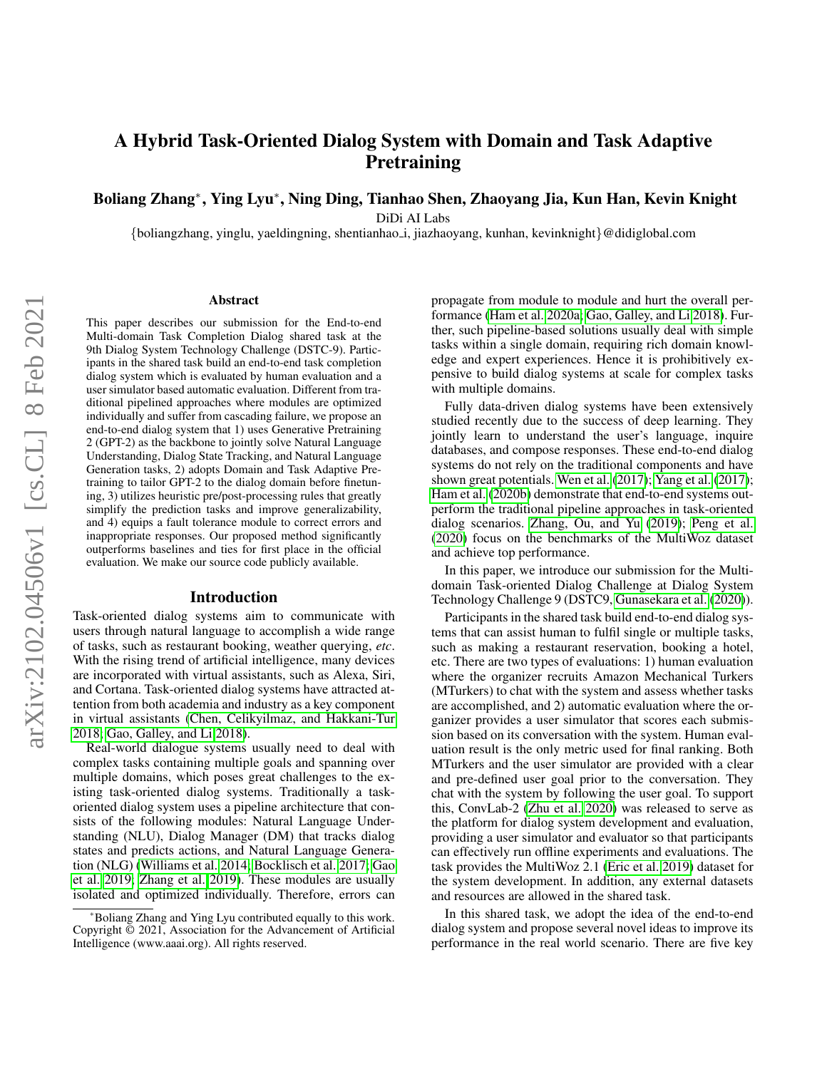# A Hybrid Task-Oriented Dialog System with Domain and Task Adaptive Pretraining

**Boliang Zhang***, **Ying Lyu***, **Ning Ding, Tianhao Shen, Zhaoyang Jia, Kun Han, Kevin Knight**

DiDi AI Labs

{boliangzhang, yinglu, yaeldingning, shentianhao_i, jiazhaoyang, kunhan, kevinknight}@didiglobal.com

## Abstract

This paper describes our submission for the End-to-end Multi-domain Task Completion Dialog shared task at the 9th Dialog System Technology Challenge (DSTC-9). Participants in the shared task build an end-to-end task completion dialog system which is evaluated by human evaluation and a user simulator based automatic evaluation. Different from traditional pipelined approaches where modules are optimized individually and suffer from cascading failure, we propose an end-to-end dialog system that 1) uses Generative Pretraining 2 (GPT-2) as the backbone to jointly solve Natural Language Understanding, Dialog State Tracking, and Natural Language Generation tasks, 2) adopts Domain and Task Adaptive Pretraining to tailor GPT-2 to the dialog domain before finetuning, 3) utilizes heuristic pre/post-processing rules that greatly simplify the prediction tasks and improve generalizability, and 4) equips a fault tolerance module to correct errors and inappropriate responses. Our proposed method significantly outperforms baselines and ties for first place in the official evaluation. We make our source code publicly available.

## Introduction

Task-oriented dialog systems aim to communicate with users through natural language to accomplish a wide range of tasks, such as restaurant booking, weather querying, *etc*. With the rising trend of artificial intelligence, many devices are incorporated with virtual assistants, such as Alexa, Siri, and Cortana. Task-oriented dialog systems have attracted attention from both academia and industry as a key component in virtual assistants (Chen, Celikyilmaz, and Hakkani-Tur 2018; Gao, Galley, and Li 2018).

Real-world dialogue systems usually need to deal with complex tasks containing multiple goals and spanning over multiple domains, which poses great challenges to the existing task-oriented dialog systems. Traditionally a task-oriented dialog system uses a pipeline architecture that consists of the following modules: Natural Language Understanding (NLU), Dialog Manager (DM) that tracks dialog states and predicts actions, and Natural Language Generation (NLG) (Williams et al. 2014; Bocklisch et al. 2017; Gao et al. 2019; Zhang et al. 2019). These modules are usually isolated and optimized individually. Therefore, errors can propagate from module to module and hurt the overall performance (Ham et al. 2020a; Gao, Galley, and Li 2018). Further, such pipeline-based solutions usually deal with simple tasks within a single domain, requiring rich domain knowledge and expert experiences. Hence it is prohibitively expensive to build dialog systems at scale for complex tasks with multiple domains.

Fully data-driven dialog systems have been extensively studied recently due to the success of deep learning. They jointly learn to understand the user's language, inquire databases, and compose responses. These end-to-end dialog systems do not rely on the traditional components and have shown great potentials. Wen et al. (2017); Yang et al. (2017); Ham et al. (2020b) demonstrate that end-to-end systems outperform the traditional pipeline approaches in task-oriented dialog scenarios. Zhang, Ou, and Yu (2019); Peng et al. (2020) focus on the benchmarks of the MultiWoz dataset and achieve top performance.

In this paper, we introduce our submission for the Multi-domain Task-oriented Dialog Challenge at Dialog System Technology Challenge 9 (DSTC9, Gunasekara et al. (2020)).

Participants in the shared task build end-to-end dialog systems that can assist human to fulfil single or multiple tasks, such as making a restaurant reservation, booking a hotel, etc. There are two types of evaluations: 1) human evaluation where the organizer recruits Amazon Mechanical Turkers (MTurkers) to chat with the system and assess whether tasks are accomplished, and 2) automatic evaluation where the organizer provides a user simulator that scores each submission based on its conversation with the system. Human evaluation result is the only metric used for final ranking. Both MTurkers and the user simulator are provided with a clear and pre-defined user goal prior to the conversation. They chat with the system by following the user goal. To support this, ConvLab-2 (Zhu et al. 2020) was released to serve as the platform for dialog system development and evaluation, providing a user simulator and evaluator so that participants can effectively run offline experiments and evaluations. The task provides the MultiWoz 2.1 (Eric et al. 2019) dataset for the system development. In addition, any external datasets and resources are allowed in the shared task.

In this shared task, we adopt the idea of the end-to-end dialog system and propose several novel ideas to improve its performance in the real world scenario. There are five key

*Boliang Zhang and Ying Lyu contributed equally to this work. Copyright © 2021, Association for the Advancement of Artificial Intelligence (www.aaai.org). All rights reserved.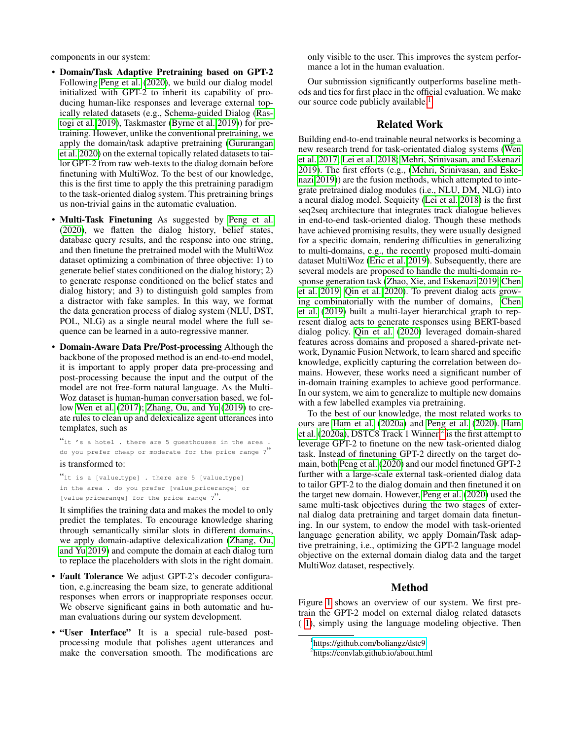components in our system:

- **Domain/Task Adaptive Pretraining based on GPT-2** Following Peng et al. (2020), we build our dialog model initialized with GPT-2 to inherit its capability of producing human-like responses and leverage external topically related datasets (e.g., Schema-guided Dialog (Rastogi et al. 2019), Taskmaster (Byrne et al. 2019)) for pretraining. However, unlike the conventional pretraining, we apply the domain/task adaptive pretraining (Gururangan et al. 2020) on the external topically related datasets to tailor GPT-2 from raw web-texts to the dialog domain before finetuning with MultiWoz. To the best of our knowledge, this is the first time to apply the this pretraining paradigm to the task-oriented dialog system. This pretraining brings us non-trivial gains in the automatic evaluation.
- **Multi-Task Finetuning** As suggested by Peng et al. (2020), we flatten the dialog history, belief states, database query results, and the response into one string, and then finetune the pretrained model with the MultiWoz dataset optimizing a combination of three objective: 1) to generate belief states conditioned on the dialog history; 2) to generate response conditioned on the belief states and dialog history; and 3) to distinguish gold samples from a distractor with fake samples. In this way, we format the data generation process of dialog system (NLU, DST, POL, NLG) as a single neural model where the full sequence can be learned in a auto-regressive manner.
- **Domain-Aware Data Pre/Post-processing** Although the backbone of the proposed method is an end-to-end model, it is important to apply proper data pre-processing and post-processing because the input and the output of the model are not free-form natural language. As the MultiWoz dataset is human-human conversation based, we follow Wen et al. (2017); Zhang, Ou, and Yu (2019) to create rules to clean up and delexicalize agent utterances into templates, such as

  "`it 's a hotel . there are 5 guesthouses in the area . do you prefer cheap or moderate for the price range ?`"

  is transformed to:

  "`it is a [value_type] . there are 5 [value_type] in the area . do you prefer [value_pricerange] or [value_pricerange] for the price range ?`".

  It simplifies the training data and makes the model to only predict the templates. To encourage knowledge sharing through semantically similar slots in different domains, we apply domain-adaptive delexicalization (Zhang, Ou, and Yu 2019) and compute the domain at each dialog turn to replace the placeholders with slots in the right domain.
- **Fault Tolerance** We adjust GPT-2's decoder configuration, e.g.increasing the beam size, to generate additional responses when errors or inappropriate responses occur. We observe significant gains in both automatic and human evaluations during our system development.
- **"User Interface"** It is a special rule-based post-processing module that polishes agent utterances and make the conversation smooth. The modifications are only visible to the user. This improves the system performance a lot in the human evaluation.

Our submission significantly outperforms baseline methods and ties for first place in the official evaluation. We make our source code publicly available.[1]

## Related Work

Building end-to-end trainable neural networks is becoming a new research trend for task-orientated dialog systems (Wen et al. 2017; Lei et al. 2018; Mehri, Srinivasan, and Eskenazi 2019). The first efforts (e.g., (Mehri, Srinivasan, and Eskenazi 2019)) are the fusion methods, which attempted to integrate pretrained dialog modules (i.e., NLU, DM, NLG) into a neural dialog model. Sequicity (Lei et al. 2018) is the first seq2seq architecture that integrates track dialogue believes in end-to-end task-oriented dialog. Though these methods have achieved promising results, they were usually designed for a specific domain, rendering difficulties in generalizing to multi-domains, e.g., the recently proposed multi-domain dataset MultiWoz (Eric et al. 2019). Subsequently, there are several models are proposed to handle the multi-domain response generation task (Zhao, Xie, and Eskenazi 2019; Chen et al. 2019; Qin et al. 2020). To prevent dialog acts growing combinatorially with the number of domains, Chen et al. (2019) built a multi-layer hierarchical graph to represent dialog acts to generate responses using BERT-based dialog policy. Qin et al. (2020) leveraged domain-shared features across domains and proposed a shared-private network, Dynamic Fusion Network, to learn shared and specific knowledge, explicitly capturing the correlation between domains. However, these works need a significant number of in-domain training examples to achieve good performance. In our system, we aim to generalize to multiple new domains with a few labelled examples via pretraining.

To the best of our knowledge, the most related works to ours are Ham et al. (2020a) and Peng et al. (2020). Ham et al. (2020a), DSTC8 Track 1 Winner[2] is the first attempt to leverage GPT-2 to finetune on the new task-oriented dialog task. Instead of finetuning GPT-2 directly on the target domain, both Peng et al. (2020) and our model finetuned GPT-2 further with a large-scale external task-oriented dialog data to tailor GPT-2 to the dialog domain and then finetuned it on the target new domain. However, Peng et al. (2020) used the same multi-task objectives during the two stages of external dialog data pretraining and target domain data finetuning. In our system, to endow the model with task-oriented language generation ability, we apply Domain/Task adaptive pretraining, i.e., optimizing the GPT-2 language model objective on the external domain dialog data and the target MultiWoz dataset, respectively.

## Method

Figure 1 shows an overview of our system. We first pretrain the GPT-2 model on external dialog related datasets ( 1), simply using the language modeling objective. Then

[1] https://github.com/boliangz/dstc9

[2] https://convlab.github.io/about.html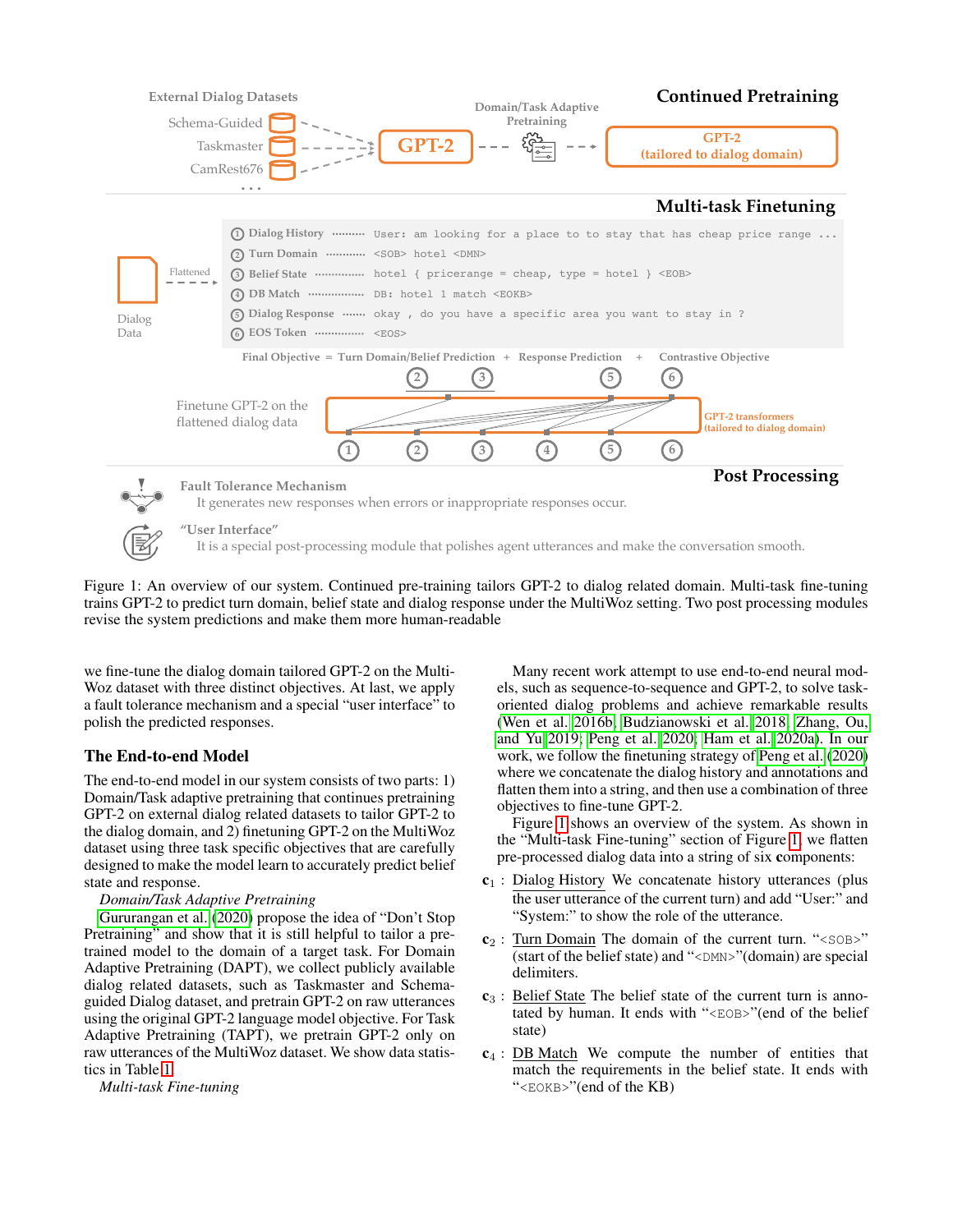Figure 1: An overview of our system. Continued pre-training tailors GPT-2 to dialog related domain. Multi-task fine-tuning trains GPT-2 to predict turn domain, belief state and dialog response under the MultiWoz setting. Two post processing modules revise the system predictions and make them more human-readable

we fine-tune the dialog domain tailored GPT-2 on the MultiWoz dataset with three distinct objectives. At last, we apply a fault tolerance mechanism and a special "user interface" to polish the predicted responses.

## The End-to-end Model

The end-to-end model in our system consists of two parts: 1) Domain/Task adaptive pretraining that continues pretraining GPT-2 on external dialog related datasets to tailor GPT-2 to the dialog domain, and 2) finetuning GPT-2 on the MultiWoz dataset using three task specific objectives that are carefully designed to make the model learn to accurately predict belief state and response.

*Domain/Task Adaptive Pretraining*

Gururangan et al. (2020) propose the idea of "Don't Stop Pretraining" and show that it is still helpful to tailor a pretrained model to the domain of a target task. For Domain Adaptive Pretraining (DAPT), we collect publicly available dialog related datasets, such as Taskmaster and Schema-guided Dialog dataset, and pretrain GPT-2 on raw utterances using the original GPT-2 language model objective. For Task Adaptive Pretraining (TAPT), we pretrain GPT-2 only on raw utterances of the MultiWoz dataset. We show data statistics in Table 1.

*Multi-task Fine-tuning*

Many recent work attempt to use end-to-end neural models, such as sequence-to-sequence and GPT-2, to solve task-oriented dialog problems and achieve remarkable results (Wen et al. 2016b; Budzianowski et al. 2018; Zhang, Ou, and Yu 2019; Peng et al. 2020; Ham et al. 2020a). In our work, we follow the finetuning strategy of Peng et al. (2020) where we concatenate the dialog history and annotations and flatten them into a string, and then use a combination of three objectives to fine-tune GPT-2.

Figure 1 shows an overview of the system. As shown in the "Multi-task Fine-tuning" section of Figure 1, we flatten pre-processed dialog data into a string of six **c**omponents:

$\mathbf{c}_1$ : Dialog History We concatenate history utterances (plus the user utterance of the current turn) and add "User:" and "System:" to show the role of the utterance.

$\mathbf{c}_2$ : Turn Domain The domain of the current turn. "`<SOB>`" (start of the belief state) and "`<DMN>`"(domain) are special delimiters.

$\mathbf{c}_3$ : Belief State The belief state of the current turn is annotated by human. It ends with "`<EOB>`"(end of the belief state)

$\mathbf{c}_4$ : DB Match We compute the number of entities that match the requirements in the belief state. It ends with "`<EOKB>`"(end of the KB)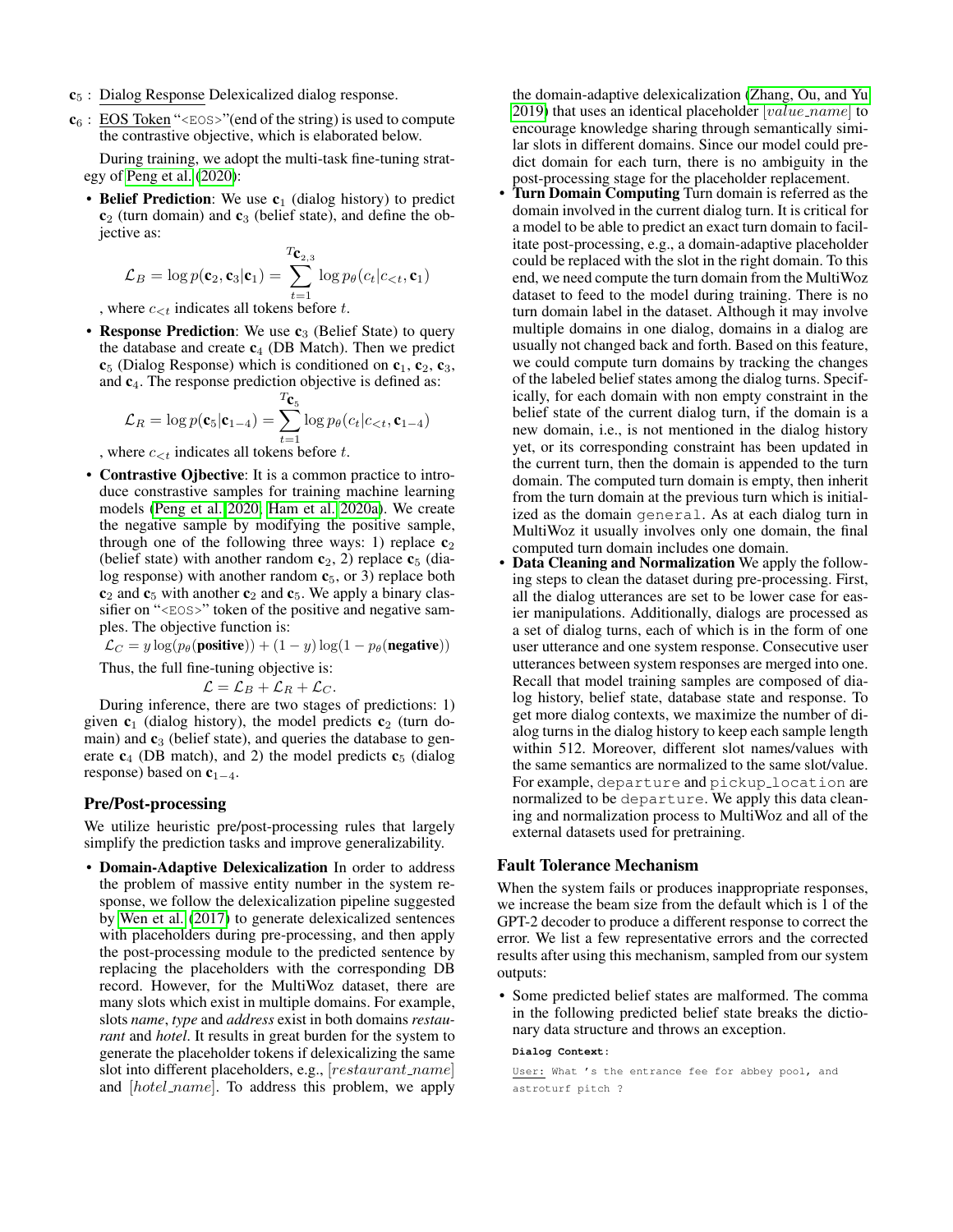- $\mathbf{c}_5$ : Dialog Response Delexicalized dialog response.
- $\mathbf{c}_6$ : EOS Token "<EOS>"(end of the string) is used to compute the contrastive objective, which is elaborated below.

During training, we adopt the multi-task fine-tuning strategy of Peng et al. (2020):

- **Belief Prediction**: We use $\mathbf{c}_1$ (dialog history) to predict $\mathbf{c}_2$ (turn domain) and $\mathbf{c}_3$ (belief state), and define the objective as:

$$\mathcal{L}_B = \log p(\mathbf{c}_2, \mathbf{c}_3 | \mathbf{c}_1) = \sum_{t=1}^{T_{\mathbf{c}_{2,3}}} \log p_\theta(c_t | c_{<t}, \mathbf{c}_1)$$

, where $c_{<t}$ indicates all tokens before $t$.

- **Response Prediction**: We use $\mathbf{c}_3$ (Belief State) to query the database and create $\mathbf{c}_4$ (DB Match). Then we predict $\mathbf{c}_5$ (Dialog Response) which is conditioned on $\mathbf{c}_1$, $\mathbf{c}_2$, $\mathbf{c}_3$, and $\mathbf{c}_4$. The response prediction objective is defined as:

$$\mathcal{L}_R = \log p(\mathbf{c}_5 | \mathbf{c}_{1-4}) = \sum_{t=1}^{T_{\mathbf{c}_5}} \log p_\theta(c_t | c_{<t}, \mathbf{c}_{1-4})$$

, where $c_{<t}$ indicates all tokens before $t$.

- **Contrastive Ojbective**: It is a common practice to introduce constrastive samples for training machine learning models (Peng et al. 2020; Ham et al. 2020a). We create the negative sample by modifying the positive sample, through one of the following three ways: 1) replace $\mathbf{c}_2$ (belief state) with another random $\mathbf{c}_2$, 2) replace $\mathbf{c}_5$ (dialog response) with another random $\mathbf{c}_5$, or 3) replace both $\mathbf{c}_2$ and $\mathbf{c}_5$ with another $\mathbf{c}_2$ and $\mathbf{c}_5$. We apply a binary classifier on "<EOS>" token of the positive and negative samples. The objective function is:

$$\mathcal{L}_C = y \log(p_\theta(\textbf{positive})) + (1-y)\log(1 - p_\theta(\textbf{negative}))$$

Thus, the full fine-tuning objective is:

$$\mathcal{L} = \mathcal{L}_B + \mathcal{L}_R + \mathcal{L}_C.$$

During inference, there are two stages of predictions: 1) given $\mathbf{c}_1$ (dialog history), the model predicts $\mathbf{c}_2$ (turn domain) and $\mathbf{c}_3$ (belief state), and queries the database to generate $\mathbf{c}_4$ (DB match), and 2) the model predicts $\mathbf{c}_5$ (dialog response) based on $\mathbf{c}_{1-4}$.

## Pre/Post-processing

We utilize heuristic pre/post-processing rules that largely simplify the prediction tasks and improve generalizability.

- **Domain-Adaptive Delexicalization** In order to address the problem of massive entity number in the system response, we follow the delexicalization pipeline suggested by Wen et al. (2017) to generate delexicalized sentences with placeholders during pre-processing, and then apply the post-processing module to the predicted sentence by replacing the placeholders with the corresponding DB record. However, for the MultiWoz dataset, there are many slots which exist in multiple domains. For example, slots *name*, *type* and *address* exist in both domains *restaurant* and *hotel*. It results in great burden for the system to generate the placeholder tokens if delexicalizing the same slot into different placeholders, e.g., $[restaurant\_name]$ and $[hotel\_name]$. To address this problem, we apply the domain-adaptive delexicalization (Zhang, Ou, and Yu 2019) that uses an identical placeholder $[value\_name]$ to encourage knowledge sharing through semantically similar slots in different domains. Since our model could predict domain for each turn, there is no ambiguity in the post-processing stage for the placeholder replacement.
- **Turn Domain Computing** Turn domain is referred as the domain involved in the current dialog turn. It is critical for a model to be able to predict an exact turn domain to facilitate post-processing, e.g., a domain-adaptive placeholder could be replaced with the slot in the right domain. To this end, we need compute the turn domain from the MultiWoz dataset to feed to the model during training. There is no turn domain label in the dataset. Although it may involve multiple domains in one dialog, domains in a dialog are usually not changed back and forth. Based on this feature, we could compute turn domains by tracking the changes of the labeled belief states among the dialog turns. Specifically, for each domain with non empty constraint in the belief state of the current dialog turn, if the domain is a new domain, i.e., is not mentioned in the dialog history yet, or its corresponding constraint has been updated in the current turn, then the domain is appended to the turn domain. The computed turn domain is empty, then inherit from the turn domain at the previous turn which is initialized as the domain `general`. As at each dialog turn in MultiWoz it usually involves only one domain, the final computed turn domain includes one domain.
- **Data Cleaning and Normalization** We apply the following steps to clean the dataset during pre-processing. First, all the dialog utterances are set to be lower case for easier manipulations. Additionally, dialogs are processed as a set of dialog turns, each of which is in the form of one user utterance and one system response. Consecutive user utterances between system responses are merged into one. Recall that model training samples are composed of dialog history, belief state, database state and response. To get more dialog contexts, we maximize the number of dialog turns in the dialog history to keep each sample length within 512. Moreover, different slot names/values with the same semantics are normalized to the same slot/value. For example, `departure` and `pickup_location` are normalized to be `departure`. We apply this data cleaning and normalization process to MultiWoz and all of the external datasets used for pretraining.

## Fault Tolerance Mechanism

When the system fails or produces inappropriate responses, we increase the beam size from the default which is 1 of the GPT-2 decoder to produce a different response to correct the error. We list a few representative errors and the corrected results after using this mechanism, sampled from our system outputs:

- Some predicted belief states are malformed. The comma in the following predicted belief state breaks the dictionary data structure and throws an exception.

```
Dialog Context:
User: What 's the entrance fee for abbey pool, and
astroturf pitch ?
```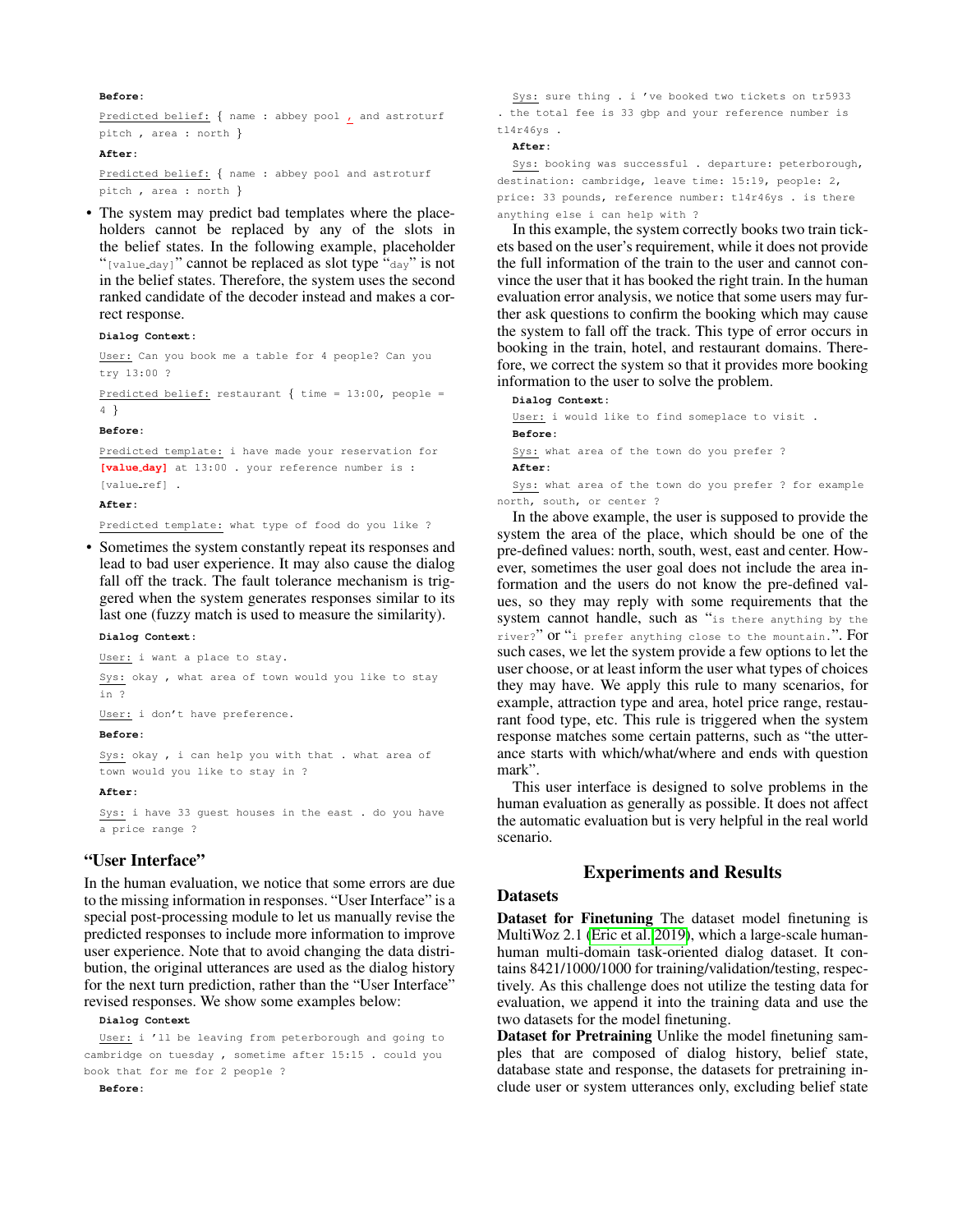**Before**:

Predicted belief: { name : abbey pool , and astroturf pitch , area : north }

**After**:

Predicted belief: { name : abbey pool and astroturf pitch , area : north }

- The system may predict bad templates where the placeholders cannot be replaced by any of the slots in the belief states. In the following example, placeholder "[value_day]" cannot be replaced as slot type "day" is not in the belief states. Therefore, the system uses the second ranked candidate of the decoder instead and makes a correct response.

**Dialog Context**:

User: Can you book me a table for 4 people? Can you try 13:00 ?

Predicted belief: restaurant { time = 13:00, people = 4 }

**Before**:

Predicted template: i have made your reservation for **[value_day]** at 13:00 . your reference number is : [value_ref] .

**After**:

Predicted template: what type of food do you like ?

- Sometimes the system constantly repeat its responses and lead to bad user experience. It may also cause the dialog fall off the track. The fault tolerance mechanism is triggered when the system generates responses similar to its last one (fuzzy match is used to measure the similarity).

**Dialog Context**:

User: i want a place to stay.

Sys: okay , what area of town would you like to stay in ?

User: i don't have preference.

**Before**:

Sys: okay , i can help you with that . what area of town would you like to stay in ?

**After**:

Sys: i have 33 guest houses in the east . do you have a price range ?

### "User Interface"

In the human evaluation, we notice that some errors are due to the missing information in responses. "User Interface" is a special post-processing module to let us manually revise the predicted responses to include more information to improve user experience. Note that to avoid changing the data distribution, the original utterances are used as the dialog history for the next turn prediction, rather than the "User Interface" revised responses. We show some examples below:

**Dialog Context**

User: i 'll be leaving from peterborough and going to cambridge on tuesday , sometime after 15:15 . could you book that for me for 2 people ?

**Before**:

Sys: sure thing . i 've booked two tickets on tr5933 . the total fee is 33 gbp and your reference number is tl4r46ys .

**After**:

Sys: booking was successful . departure: peterborough, destination: cambridge, leave time: 15:19, people: 2, price: 33 pounds, reference number: tl4r46ys . is there anything else i can help with ?

In this example, the system correctly books two train tickets based on the user's requirement, while it does not provide the full information of the train to the user and cannot convince the user that it has booked the right train. In the human evaluation error analysis, we notice that some users may further ask questions to confirm the booking which may cause the system to fall off the track. This type of error occurs in booking in the train, hotel, and restaurant domains. Therefore, we correct the system so that it provides more booking information to the user to solve the problem.

**Dialog Context**:

User: i would like to find someplace to visit .

**Before**:

Sys: what area of the town do you prefer ?

**After**:

Sys: what area of the town do you prefer ? for example north, south, or center ?

In the above example, the user is supposed to provide the system the area of the place, which should be one of the pre-defined values: north, south, west, east and center. However, sometimes the user goal does not include the area information and the users do not know the pre-defined values, so they may reply with some requirements that the system cannot handle, such as "is there anything by the river?" or "i prefer anything close to the mountain.". For such cases, we let the system provide a few options to let the user choose, or at least inform the user what types of choices they may have. We apply this rule to many scenarios, for example, attraction type and area, hotel price range, restaurant food type, etc. This rule is triggered when the system response matches some certain patterns, such as "the utterance starts with which/what/where and ends with question mark".

This user interface is designed to solve problems in the human evaluation as generally as possible. It does not affect the automatic evaluation but is very helpful in the real world scenario.

## Experiments and Results

### Datasets

**Dataset for Finetuning** The dataset model finetuning is MultiWoz 2.1 (Eric et al. 2019), which a large-scale human-human multi-domain task-oriented dialog dataset. It contains 8421/1000/1000 for training/validation/testing, respectively. As this challenge does not utilize the testing data for evaluation, we append it into the training data and use the two datasets for the model finetuning.

**Dataset for Pretraining** Unlike the model finetuning samples that are composed of dialog history, belief state, database state and response, the datasets for pretraining include user or system utterances only, excluding belief state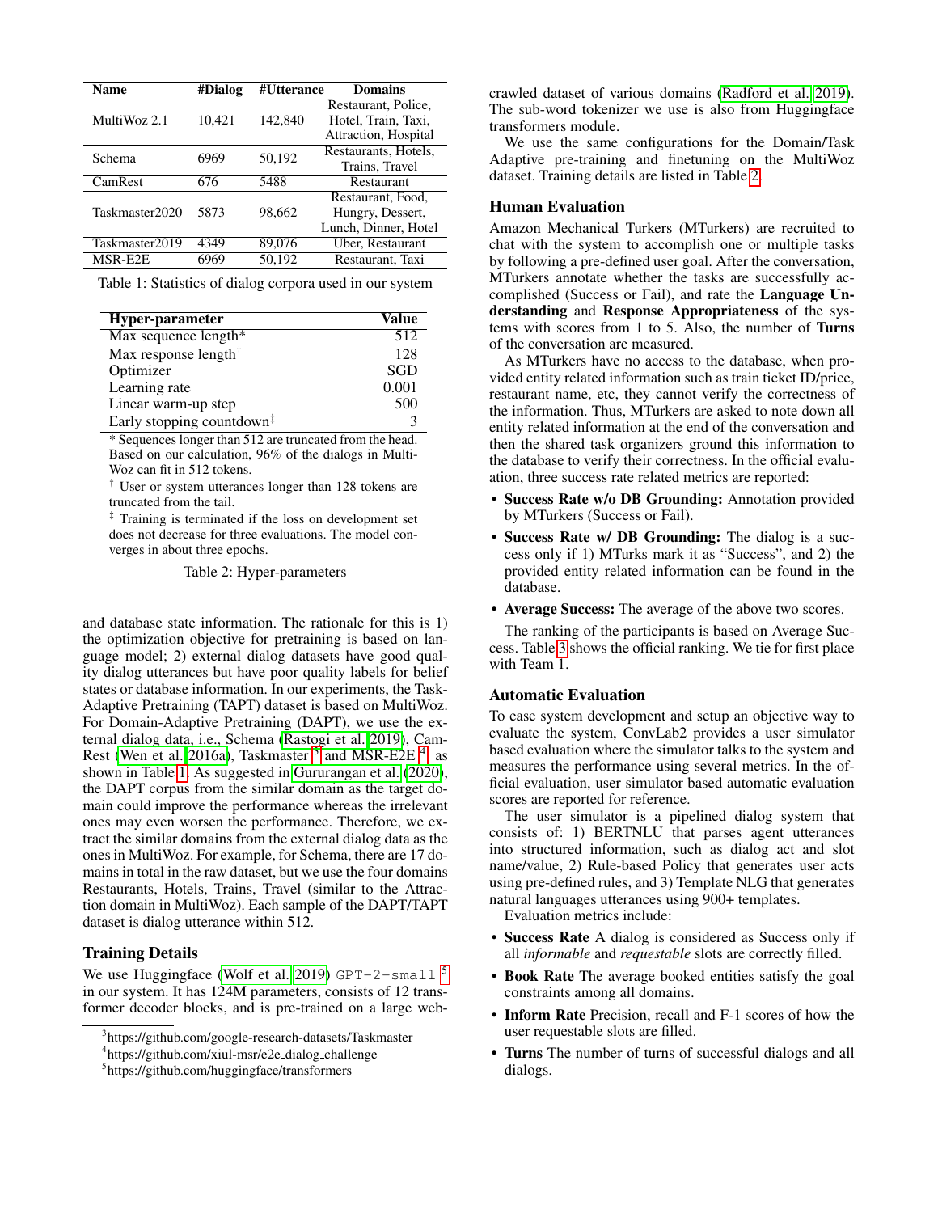| Name | #Dialog | #Utterance | Domains |
|---|---|---|---|
| MultiWoz 2.1 | 10,421 | 142,840 | Restaurant, Police, Hotel, Train, Taxi, Attraction, Hospital |
| Schema | 6969 | 50,192 | Restaurants, Hotels, Trains, Travel |
| CamRest | 676 | 5488 | Restaurant |
| Taskmaster2020 | 5873 | 98,662 | Restaurant, Food, Hungry, Dessert, Lunch, Dinner, Hotel |
| Taskmaster2019 | 4349 | 89,076 | Uber, Restaurant |
| MSR-E2E | 6969 | 50,192 | Restaurant, Taxi |

Table 1: Statistics of dialog corpora used in our system

| Hyper-parameter | Value |
|---|---|
| Max sequence length* | 512 |
| Max response length† | 128 |
| Optimizer | SGD |
| Learning rate | 0.001 |
| Linear warm-up step | 500 |
| Early stopping countdown‡ | 3 |

\* Sequences longer than 512 are truncated from the head. Based on our calculation, 96% of the dialogs in MultiWoz can fit in 512 tokens.

† User or system utterances longer than 128 tokens are truncated from the tail.

‡ Training is terminated if the loss on development set does not decrease for three evaluations. The model converges in about three epochs.

Table 2: Hyper-parameters

and database state information. The rationale for this is 1) the optimization objective for pretraining is based on language model; 2) external dialog datasets have good quality dialog utterances but have poor quality labels for belief states or database information. In our experiments, the Task-Adaptive Pretraining (TAPT) dataset is based on MultiWoz. For Domain-Adaptive Pretraining (DAPT), we use the external dialog data, i.e., Schema (Rastogi et al. 2019), CamRest (Wen et al. 2016a), Taskmaster [3] and MSR-E2E [4], as shown in Table 1. As suggested in Gururangan et al. (2020), the DAPT corpus from the similar domain as the target domain could improve the performance whereas the irrelevant ones may even worsen the performance. Therefore, we extract the similar domains from the external dialog data as the ones in MultiWoz. For example, for Schema, there are 17 domains in total in the raw dataset, but we use the four domains Restaurants, Hotels, Trains, Travel (similar to the Attraction domain in MultiWoz). Each sample of the DAPT/TAPT dataset is dialog utterance within 512.

## Training Details

We use Huggingface (Wolf et al. 2019) `GPT-2-small` [5] in our system. It has 124M parameters, consists of 12 transformer decoder blocks, and is pre-trained on a large web-crawled dataset of various domains (Radford et al. 2019). The sub-word tokenizer we use is also from Huggingface transformers module.

We use the same configurations for the Domain/Task Adaptive pre-training and finetuning on the MultiWoz dataset. Training details are listed in Table 2.

## Human Evaluation

Amazon Mechanical Turkers (MTurkers) are recruited to chat with the system to accomplish one or multiple tasks by following a pre-defined user goal. After the conversation, MTurkers annotate whether the tasks are successfully accomplished (Success or Fail), and rate the **Language Understanding** and **Response Appropriateness** of the systems with scores from 1 to 5. Also, the number of **Turns** of the conversation are measured.

As MTurkers have no access to the database, when provided entity related information such as train ticket ID/price, restaurant name, etc, they cannot verify the correctness of the information. Thus, MTurkers are asked to note down all entity related information at the end of the conversation and then the shared task organizers ground this information to the database to verify their correctness. In the official evaluation, three success rate related metrics are reported:

- **Success Rate w/o DB Grounding:** Annotation provided by MTurkers (Success or Fail).
- **Success Rate w/ DB Grounding:** The dialog is a success only if 1) MTurks mark it as "Success", and 2) the provided entity related information can be found in the database.
- **Average Success:** The average of the above two scores.

The ranking of the participants is based on Average Success. Table 3 shows the official ranking. We tie for first place with Team 1.

## Automatic Evaluation

To ease system development and setup an objective way to evaluate the system, ConvLab2 provides a user simulator based evaluation where the simulator talks to the system and measures the performance using several metrics. In the official evaluation, user simulator based automatic evaluation scores are reported for reference.

The user simulator is a pipelined dialog system that consists of: 1) BERTNLU that parses agent utterances into structured information, such as dialog act and slot name/value, 2) Rule-based Policy that generates user acts using pre-defined rules, and 3) Template NLG that generates natural languages utterances using 900+ templates.

Evaluation metrics include:

- **Success Rate** A dialog is considered as Success only if all *informable* and *requestable* slots are correctly filled.
- **Book Rate** The average booked entities satisfy the goal constraints among all domains.
- **Inform Rate** Precision, recall and F-1 scores of how the user requestable slots are filled.
- **Turns** The number of turns of successful dialogs and all dialogs.

[3] https://github.com/google-research-datasets/Taskmaster

[4] https://github.com/xiul-msr/e2e_dialog_challenge

[5] https://github.com/huggingface/transformers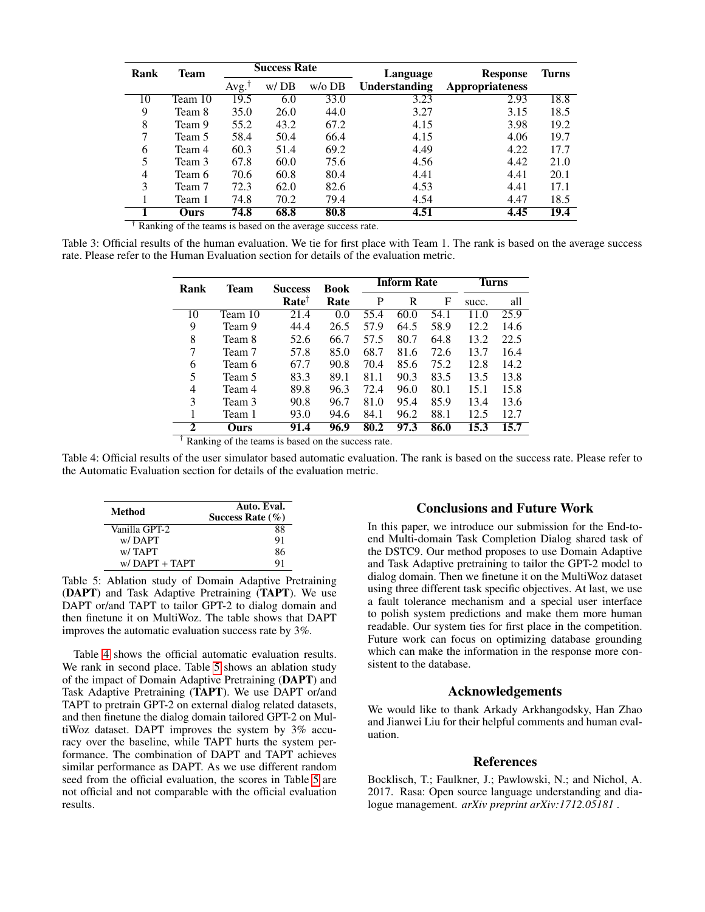| Rank | Team | Success Rate | | | Language Understanding | Response Appropriateness | Turns |
|---|---|---|---|---|---|---|---|
| | | Avg.† | w/ DB | w/o DB | | | |
| 10 | Team 10 | 19.5 | 6.0 | 33.0 | 3.23 | 2.93 | 18.8 |
| 9 | Team 8 | 35.0 | 26.0 | 44.0 | 3.27 | 3.15 | 18.5 |
| 8 | Team 9 | 55.2 | 43.2 | 67.2 | 4.15 | 3.98 | 19.2 |
| 7 | Team 5 | 58.4 | 50.4 | 66.4 | 4.15 | 4.06 | 19.7 |
| 6 | Team 4 | 60.3 | 51.4 | 69.2 | 4.49 | 4.22 | 17.7 |
| 5 | Team 3 | 67.8 | 60.0 | 75.6 | 4.56 | 4.42 | 21.0 |
| 4 | Team 6 | 70.6 | 60.8 | 80.4 | 4.41 | 4.41 | 20.1 |
| 3 | Team 7 | 72.3 | 62.0 | 82.6 | 4.53 | 4.41 | 17.1 |
| 1 | Team 1 | 74.8 | 70.2 | 79.4 | 4.54 | 4.47 | 18.5 |
| **1** | **Ours** | **74.8** | **68.8** | **80.8** | **4.51** | **4.45** | **19.4** |

† Ranking of the teams is based on the average success rate.

Table 3: Official results of the human evaluation. We tie for first place with Team 1. The rank is based on the average success rate. Please refer to the Human Evaluation section for details of the evaluation metric.

| Rank | Team | Success Rate† | Book Rate | Inform Rate | | | Turns | |
|---|---|---|---|---|---|---|---|---|
| | | | | P | R | F | succ. | all |
| 10 | Team 10 | 21.4 | 0.0 | 55.4 | 60.0 | 54.1 | 11.0 | 25.9 |
| 9 | Team 9 | 44.4 | 26.5 | 57.9 | 64.5 | 58.9 | 12.2 | 14.6 |
| 8 | Team 8 | 52.6 | 66.7 | 57.5 | 80.7 | 64.8 | 13.2 | 22.5 |
| 7 | Team 7 | 57.8 | 85.0 | 68.7 | 81.6 | 72.6 | 13.7 | 16.4 |
| 6 | Team 6 | 67.7 | 90.8 | 70.4 | 85.6 | 75.2 | 12.8 | 14.2 |
| 5 | Team 5 | 83.3 | 89.1 | 81.1 | 90.3 | 83.5 | 13.5 | 13.8 |
| 4 | Team 4 | 89.8 | 96.3 | 72.4 | 96.0 | 80.1 | 15.1 | 15.8 |
| 3 | Team 3 | 90.8 | 96.7 | 81.0 | 95.4 | 85.9 | 13.4 | 13.6 |
| 1 | Team 1 | 93.0 | 94.6 | 84.1 | 96.2 | 88.1 | 12.5 | 12.7 |
| **2** | **Ours** | **91.4** | **96.9** | **80.2** | **97.3** | **86.0** | **15.3** | **15.7** |

† Ranking of the teams is based on the success rate.

Table 4: Official results of the user simulator based automatic evaluation. The rank is based on the success rate. Please refer to the Automatic Evaluation section for details of the evaluation metric.

| Method | Auto. Eval. Success Rate (%) |
|---|---|
| Vanilla GPT-2 | 88 |
| w/ DAPT | 91 |
| w/ TAPT | 86 |
| w/ DAPT + TAPT | 91 |

Table 5: Ablation study of Domain Adaptive Pretraining (**DAPT**) and Task Adaptive Pretraining (**TAPT**). We use DAPT or/and TAPT to tailor GPT-2 to dialog domain and then finetune it on MultiWoz. The table shows that DAPT improves the automatic evaluation success rate by 3%.

Table 4 shows the official automatic evaluation results. We rank in second place. Table 5 shows an ablation study of the impact of Domain Adaptive Pretraining (**DAPT**) and Task Adaptive Pretraining (**TAPT**). We use DAPT or/and TAPT to pretrain GPT-2 on external dialog related datasets, and then finetune the dialog domain tailored GPT-2 on MultiWoz dataset. DAPT improves the system by 3% accuracy over the baseline, while TAPT hurts the system performance. The combination of DAPT and TAPT achieves similar performance as DAPT. As we use different random seed from the official evaluation, the scores in Table 5 are not official and not comparable with the official evaluation results.

## Conclusions and Future Work

In this paper, we introduce our submission for the End-to-end Multi-domain Task Completion Dialog shared task of the DSTC9. Our method proposes to use Domain Adaptive and Task Adaptive pretraining to tailor the GPT-2 model to dialog domain. Then we finetune it on the MultiWoz dataset using three different task specific objectives. At last, we use a fault tolerance mechanism and a special user interface to polish system predictions and make them more human readable. Our system ties for first place in the competition. Future work can focus on optimizing database grounding which can make the information in the response more consistent to the database.

## Acknowledgements

We would like to thank Arkady Arkhangodsky, Han Zhao and Jianwei Liu for their helpful comments and human evaluation.

## References

Bocklisch, T.; Faulkner, J.; Pawlowski, N.; and Nichol, A. 2017. Rasa: Open source language understanding and dialogue management. *arXiv preprint arXiv:1712.05181* .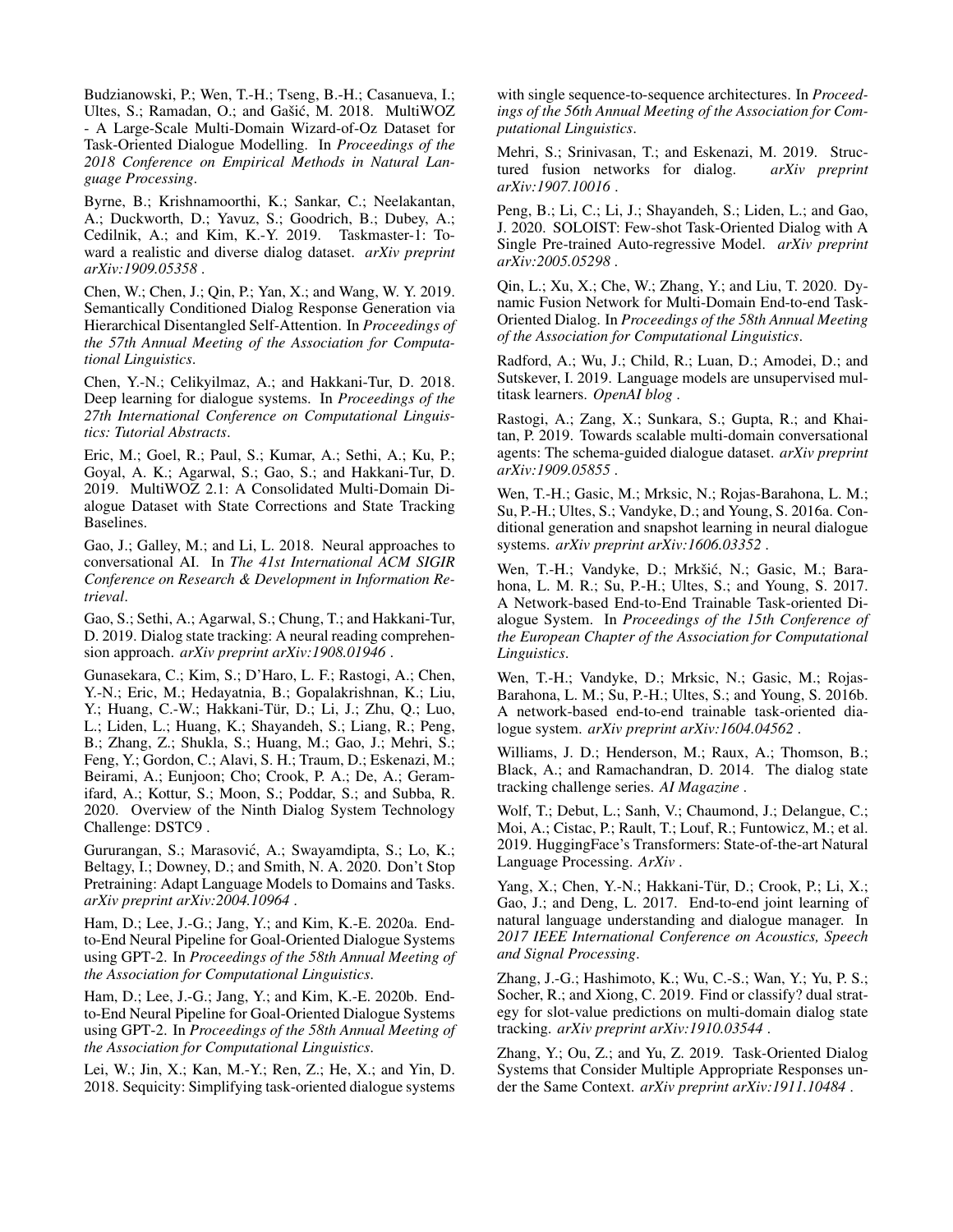Budzianowski, P.; Wen, T.-H.; Tseng, B.-H.; Casanueva, I.; Ultes, S.; Ramadan, O.; and Gašić, M. 2018. MultiWOZ - A Large-Scale Multi-Domain Wizard-of-Oz Dataset for Task-Oriented Dialogue Modelling. In *Proceedings of the 2018 Conference on Empirical Methods in Natural Language Processing*.

Byrne, B.; Krishnamoorthi, K.; Sankar, C.; Neelakantan, A.; Duckworth, D.; Yavuz, S.; Goodrich, B.; Dubey, A.; Cedilnik, A.; and Kim, K.-Y. 2019. Taskmaster-1: Toward a realistic and diverse dialog dataset. *arXiv preprint arXiv:1909.05358* .

Chen, W.; Chen, J.; Qin, P.; Yan, X.; and Wang, W. Y. 2019. Semantically Conditioned Dialog Response Generation via Hierarchical Disentangled Self-Attention. In *Proceedings of the 57th Annual Meeting of the Association for Computational Linguistics*.

Chen, Y.-N.; Celikyilmaz, A.; and Hakkani-Tur, D. 2018. Deep learning for dialogue systems. In *Proceedings of the 27th International Conference on Computational Linguistics: Tutorial Abstracts*.

Eric, M.; Goel, R.; Paul, S.; Kumar, A.; Sethi, A.; Ku, P.; Goyal, A. K.; Agarwal, S.; Gao, S.; and Hakkani-Tur, D. 2019. MultiWOZ 2.1: A Consolidated Multi-Domain Dialogue Dataset with State Corrections and State Tracking Baselines.

Gao, J.; Galley, M.; and Li, L. 2018. Neural approaches to conversational AI. In *The 41st International ACM SIGIR Conference on Research & Development in Information Retrieval*.

Gao, S.; Sethi, A.; Agarwal, S.; Chung, T.; and Hakkani-Tur, D. 2019. Dialog state tracking: A neural reading comprehension approach. *arXiv preprint arXiv:1908.01946* .

Gunasekara, C.; Kim, S.; D'Haro, L. F.; Rastogi, A.; Chen, Y.-N.; Eric, M.; Hedayatnia, B.; Gopalakrishnan, K.; Liu, Y.; Huang, C.-W.; Hakkani-Tür, D.; Li, J.; Zhu, Q.; Luo, L.; Liden, L.; Huang, K.; Shayandeh, S.; Liang, R.; Peng, B.; Zhang, Z.; Shukla, S.; Huang, M.; Gao, J.; Mehri, S.; Feng, Y.; Gordon, C.; Alavi, S. H.; Traum, D.; Eskenazi, M.; Beirami, A.; Eunjoon; Cho; Crook, P. A.; De, A.; Geramifard, A.; Kottur, S.; Moon, S.; Poddar, S.; and Subba, R. 2020. Overview of the Ninth Dialog System Technology Challenge: DSTC9 .

Gururangan, S.; Marasović, A.; Swayamdipta, S.; Lo, K.; Beltagy, I.; Downey, D.; and Smith, N. A. 2020. Don't Stop Pretraining: Adapt Language Models to Domains and Tasks. *arXiv preprint arXiv:2004.10964* .

Ham, D.; Lee, J.-G.; Jang, Y.; and Kim, K.-E. 2020a. End-to-End Neural Pipeline for Goal-Oriented Dialogue Systems using GPT-2. In *Proceedings of the 58th Annual Meeting of the Association for Computational Linguistics*.

Ham, D.; Lee, J.-G.; Jang, Y.; and Kim, K.-E. 2020b. End-to-End Neural Pipeline for Goal-Oriented Dialogue Systems using GPT-2. In *Proceedings of the 58th Annual Meeting of the Association for Computational Linguistics*.

Lei, W.; Jin, X.; Kan, M.-Y.; Ren, Z.; He, X.; and Yin, D. 2018. Sequicity: Simplifying task-oriented dialogue systems with single sequence-to-sequence architectures. In *Proceedings of the 56th Annual Meeting of the Association for Computational Linguistics*.

Mehri, S.; Srinivasan, T.; and Eskenazi, M. 2019. Structured fusion networks for dialog. *arXiv preprint arXiv:1907.10016* .

Peng, B.; Li, C.; Li, J.; Shayandeh, S.; Liden, L.; and Gao, J. 2020. SOLOIST: Few-shot Task-Oriented Dialog with A Single Pre-trained Auto-regressive Model. *arXiv preprint arXiv:2005.05298* .

Qin, L.; Xu, X.; Che, W.; Zhang, Y.; and Liu, T. 2020. Dynamic Fusion Network for Multi-Domain End-to-end Task-Oriented Dialog. In *Proceedings of the 58th Annual Meeting of the Association for Computational Linguistics*.

Radford, A.; Wu, J.; Child, R.; Luan, D.; Amodei, D.; and Sutskever, I. 2019. Language models are unsupervised multitask learners. *OpenAI blog* .

Rastogi, A.; Zang, X.; Sunkara, S.; Gupta, R.; and Khaitan, P. 2019. Towards scalable multi-domain conversational agents: The schema-guided dialogue dataset. *arXiv preprint arXiv:1909.05855* .

Wen, T.-H.; Gasic, M.; Mrksic, N.; Rojas-Barahona, L. M.; Su, P.-H.; Ultes, S.; Vandyke, D.; and Young, S. 2016a. Conditional generation and snapshot learning in neural dialogue systems. *arXiv preprint arXiv:1606.03352* .

Wen, T.-H.; Vandyke, D.; Mrkšić, N.; Gasic, M.; Barahona, L. M. R.; Su, P.-H.; Ultes, S.; and Young, S. 2017. A Network-based End-to-End Trainable Task-oriented Dialogue System. In *Proceedings of the 15th Conference of the European Chapter of the Association for Computational Linguistics*.

Wen, T.-H.; Vandyke, D.; Mrksic, N.; Gasic, M.; Rojas-Barahona, L. M.; Su, P.-H.; Ultes, S.; and Young, S. 2016b. A network-based end-to-end trainable task-oriented dialogue system. *arXiv preprint arXiv:1604.04562* .

Williams, J. D.; Henderson, M.; Raux, A.; Thomson, B.; Black, A.; and Ramachandran, D. 2014. The dialog state tracking challenge series. *AI Magazine* .

Wolf, T.; Debut, L.; Sanh, V.; Chaumond, J.; Delangue, C.; Moi, A.; Cistac, P.; Rault, T.; Louf, R.; Funtowicz, M.; et al. 2019. HuggingFace's Transformers: State-of-the-art Natural Language Processing. *ArXiv* .

Yang, X.; Chen, Y.-N.; Hakkani-Tür, D.; Crook, P.; Li, X.; Gao, J.; and Deng, L. 2017. End-to-end joint learning of natural language understanding and dialogue manager. In *2017 IEEE International Conference on Acoustics, Speech and Signal Processing*.

Zhang, J.-G.; Hashimoto, K.; Wu, C.-S.; Wan, Y.; Yu, P. S.; Socher, R.; and Xiong, C. 2019. Find or classify? dual strategy for slot-value predictions on multi-domain dialog state tracking. *arXiv preprint arXiv:1910.03544* .

Zhang, Y.; Ou, Z.; and Yu, Z. 2019. Task-Oriented Dialog Systems that Consider Multiple Appropriate Responses under the Same Context. *arXiv preprint arXiv:1911.10484* .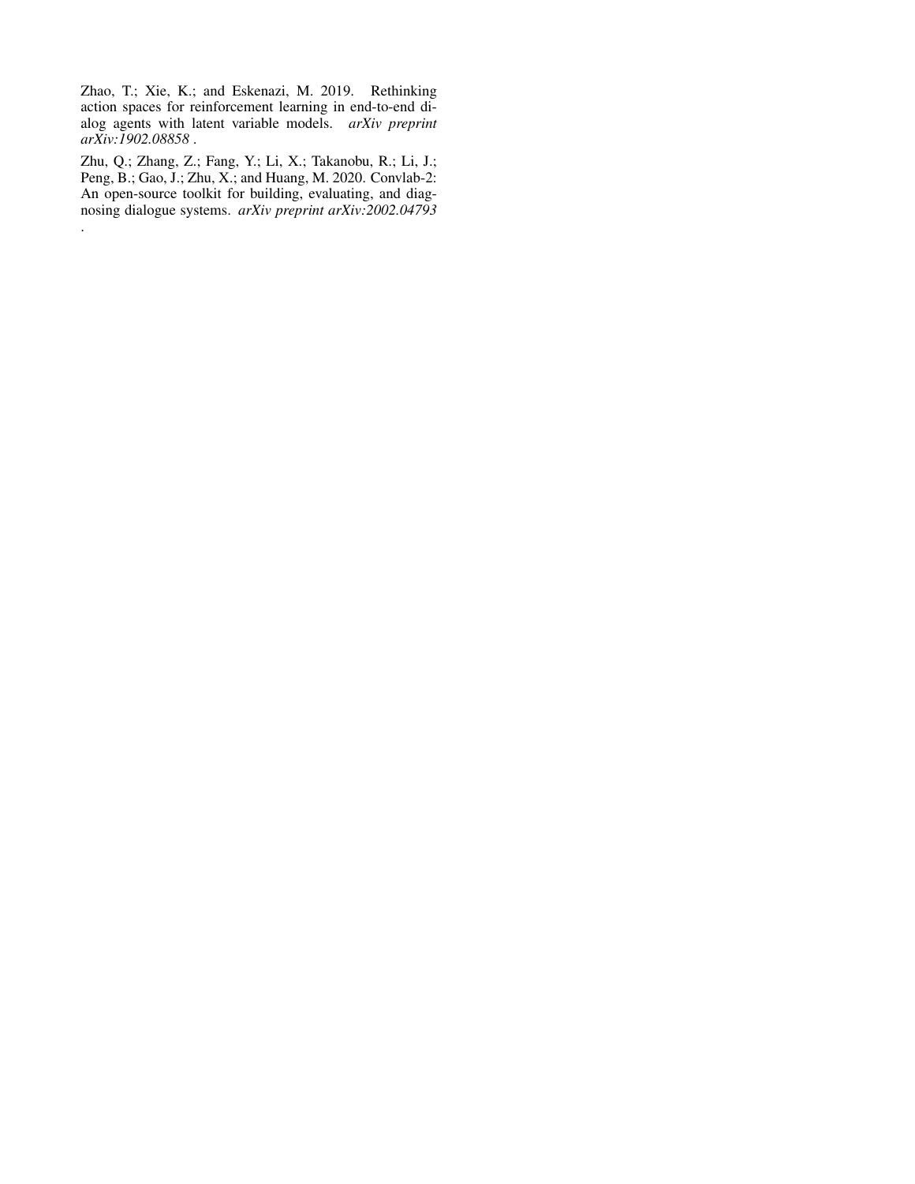Zhao, T.; Xie, K.; and Eskenazi, M. 2019. Rethinking action spaces for reinforcement learning in end-to-end dialog agents with latent variable models. *arXiv preprint arXiv:1902.08858* .

Zhu, Q.; Zhang, Z.; Fang, Y.; Li, X.; Takanobu, R.; Li, J.; Peng, B.; Gao, J.; Zhu, X.; and Huang, M. 2020. Convlab-2: An open-source toolkit for building, evaluating, and diagnosing dialogue systems. *arXiv preprint arXiv:2002.04793* .